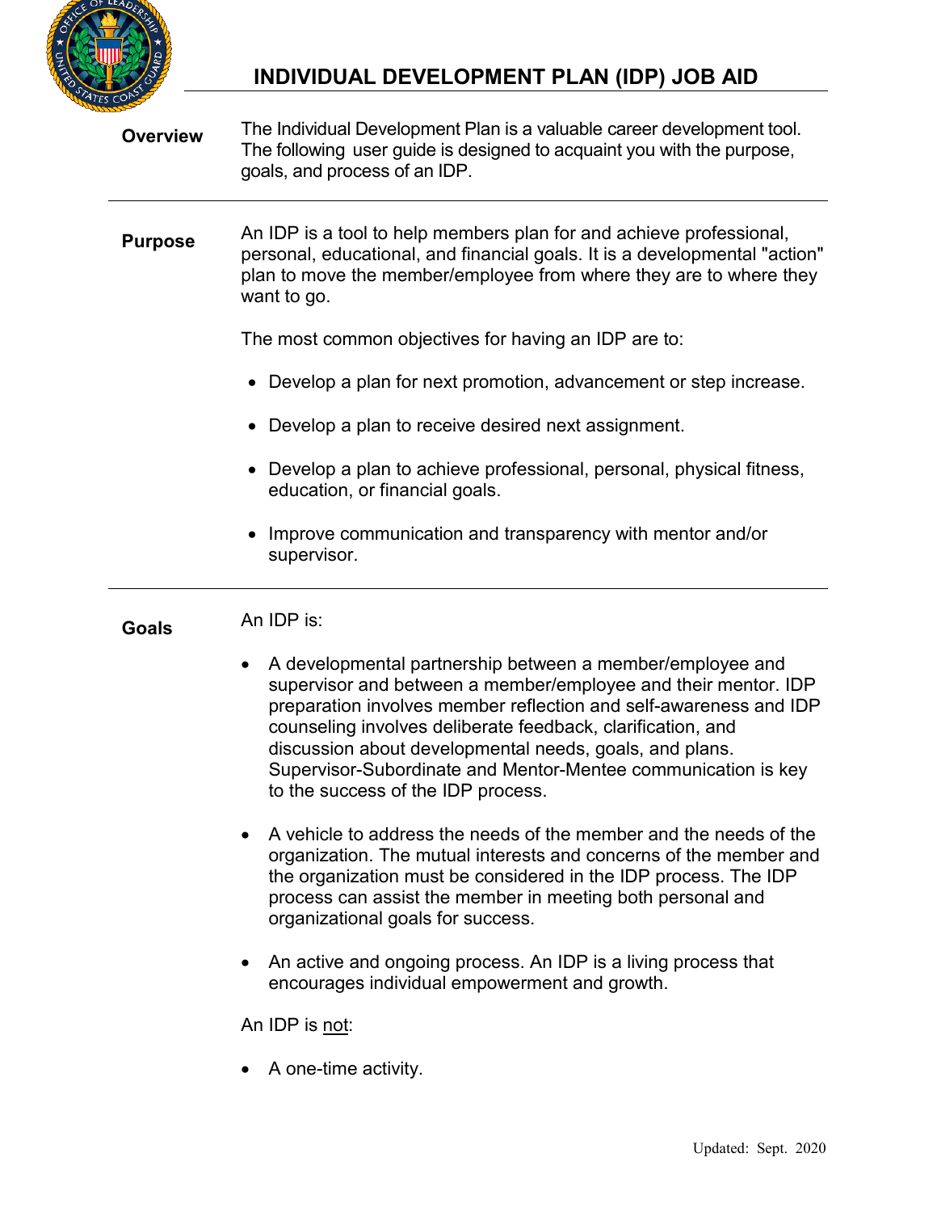# INDIVIDUAL DEVELOPMENT PLAN (IDP) JOB AID

## Overview

The Individual Development Plan is a valuable career development tool. The following user guide is designed to acquaint you with the purpose, goals, and process of an IDP.

## Purpose

An IDP is a tool to help members plan for and achieve professional, personal, educational, and financial goals. It is a developmental "action" plan to move the member/employee from where they are to where they want to go.

The most common objectives for having an IDP are to:

- Develop a plan for next promotion, advancement or step increase.
- Develop a plan to receive desired next assignment.
- Develop a plan to achieve professional, personal, physical fitness, education, or financial goals.
- Improve communication and transparency with mentor and/or supervisor.

## Goals

An IDP is:

- A developmental partnership between a member/employee and supervisor and between a member/employee and their mentor. IDP preparation involves member reflection and self-awareness and IDP counseling involves deliberate feedback, clarification, and discussion about developmental needs, goals, and plans. Supervisor-Subordinate and Mentor-Mentee communication is key to the success of the IDP process.
- A vehicle to address the needs of the member and the needs of the organization. The mutual interests and concerns of the member and the organization must be considered in the IDP process. The IDP process can assist the member in meeting both personal and organizational goals for success.
- An active and ongoing process. An IDP is a living process that encourages individual empowerment and growth.

An IDP is <u>not</u>:

- A one-time activity.

Updated: Sept. 2020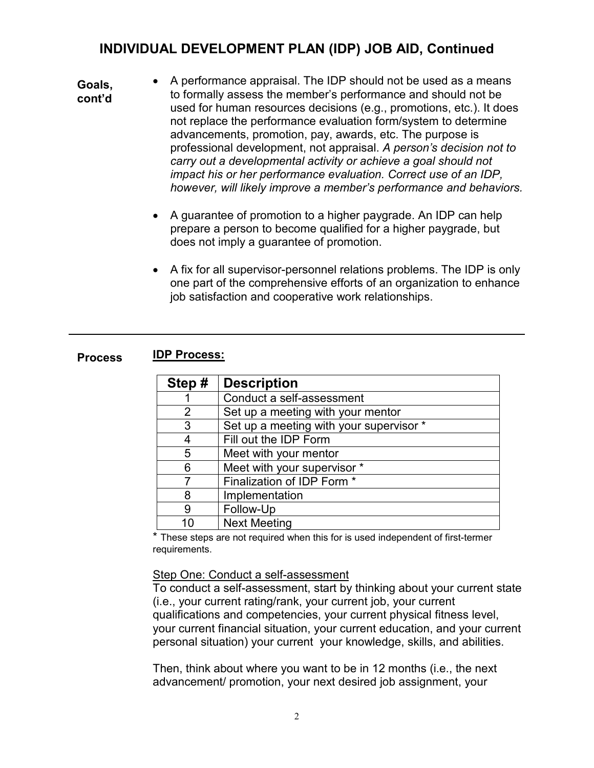## INDIVIDUAL DEVELOPMENT PLAN (IDP) JOB AID, Continued

**Goals, cont'd**

- A performance appraisal. The IDP should not be used as a means to formally assess the member's performance and should not be used for human resources decisions (e.g., promotions, etc.). It does not replace the performance evaluation form/system to determine advancements, promotion, pay, awards, etc. The purpose is professional development, not appraisal. *A person's decision not to carry out a developmental activity or achieve a goal should not impact his or her performance evaluation. Correct use of an IDP, however, will likely improve a member's performance and behaviors.*

- A guarantee of promotion to a higher paygrade. An IDP can help prepare a person to become qualified for a higher paygrade, but does not imply a guarantee of promotion.

- A fix for all supervisor-personnel relations problems. The IDP is only one part of the comprehensive efforts of an organization to enhance job satisfaction and cooperative work relationships.

---

**Process**

**IDP Process:**

| Step # | Description |
|---|---|
| 1 | Conduct a self-assessment |
| 2 | Set up a meeting with your mentor |
| 3 | Set up a meeting with your supervisor * |
| 4 | Fill out the IDP Form |
| 5 | Meet with your mentor |
| 6 | Meet with your supervisor * |
| 7 | Finalization of IDP Form * |
| 8 | Implementation |
| 9 | Follow-Up |
| 10 | Next Meeting |

\* These steps are not required when this for is used independent of first-termer requirements.

Step One: Conduct a self-assessment

To conduct a self-assessment, start by thinking about your current state (i.e., your current rating/rank, your current job, your current qualifications and competencies, your current physical fitness level, your current financial situation, your current education, and your current personal situation) your current your knowledge, skills, and abilities.

Then, think about where you want to be in 12 months (i.e., the next advancement/ promotion, your next desired job assignment, your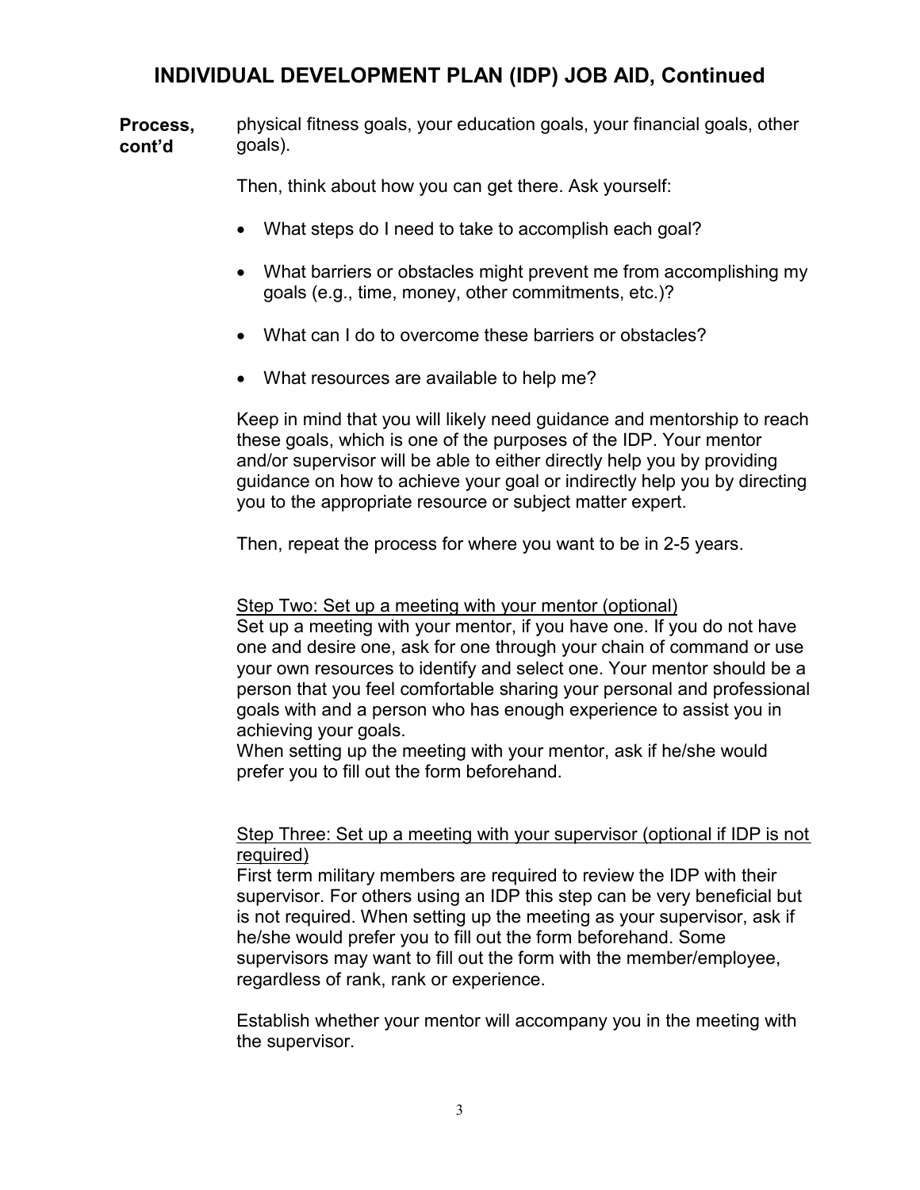## INDIVIDUAL DEVELOPMENT PLAN (IDP) JOB AID, Continued

**Process, cont'd**

physical fitness goals, your education goals, your financial goals, other goals).

Then, think about how you can get there. Ask yourself:

- What steps do I need to take to accomplish each goal?
- What barriers or obstacles might prevent me from accomplishing my goals (e.g., time, money, other commitments, etc.)?
- What can I do to overcome these barriers or obstacles?
- What resources are available to help me?

Keep in mind that you will likely need guidance and mentorship to reach these goals, which is one of the purposes of the IDP. Your mentor and/or supervisor will be able to either directly help you by providing guidance on how to achieve your goal or indirectly help you by directing you to the appropriate resource or subject matter expert.

Then, repeat the process for where you want to be in 2-5 years.

<u>Step Two: Set up a meeting with your mentor (optional)</u>

Set up a meeting with your mentor, if you have one. If you do not have one and desire one, ask for one through your chain of command or use your own resources to identify and select one. Your mentor should be a person that you feel comfortable sharing your personal and professional goals with and a person who has enough experience to assist you in achieving your goals.
When setting up the meeting with your mentor, ask if he/she would prefer you to fill out the form beforehand.

<u>Step Three: Set up a meeting with your supervisor (optional if IDP is not required)</u>

First term military members are required to review the IDP with their supervisor. For others using an IDP this step can be very beneficial but is not required. When setting up the meeting as your supervisor, ask if he/she would prefer you to fill out the form beforehand. Some supervisors may want to fill out the form with the member/employee, regardless of rank, rank or experience.

Establish whether your mentor will accompany you in the meeting with the supervisor.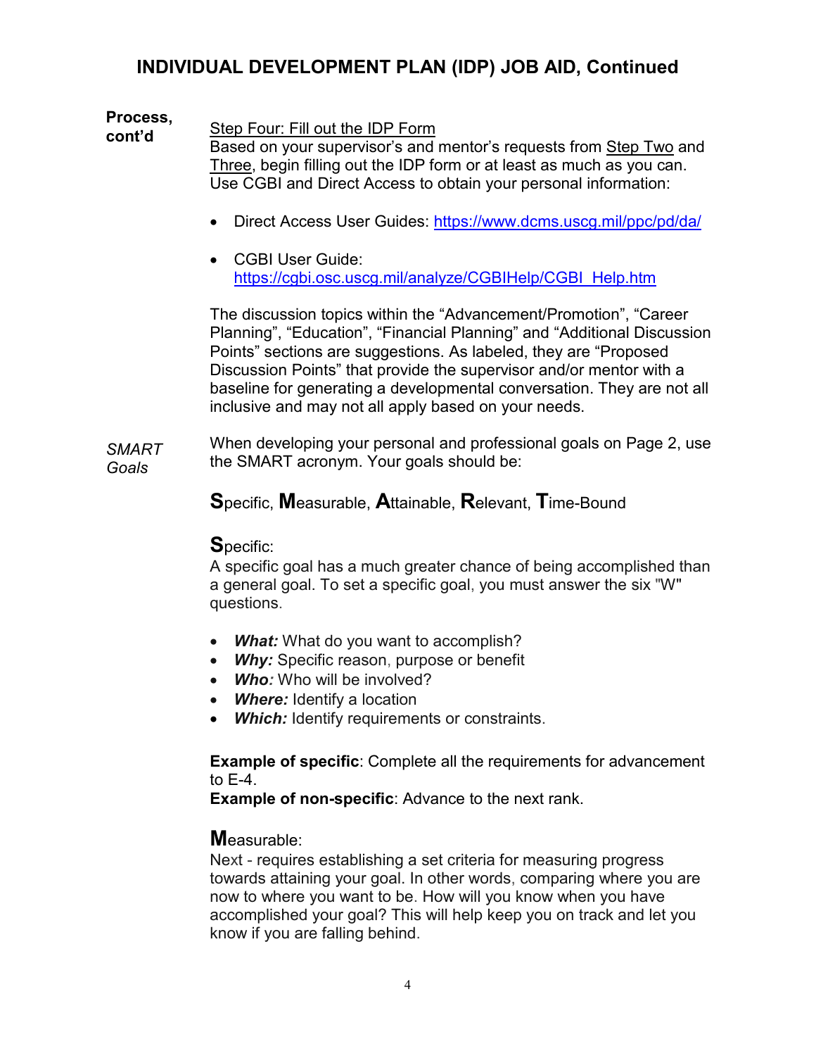# INDIVIDUAL DEVELOPMENT PLAN (IDP) JOB AID, Continued

**Process, cont'd**

Step Four: Fill out the IDP Form

Based on your supervisor's and mentor's requests from Step Two and Three, begin filling out the IDP form or at least as much as you can. Use CGBI and Direct Access to obtain your personal information:

- Direct Access User Guides: https://www.dcms.uscg.mil/ppc/pd/da/
- CGBI User Guide: https://cgbi.osc.uscg.mil/analyze/CGBIHelp/CGBI_Help.htm

The discussion topics within the "Advancement/Promotion", "Career Planning", "Education", "Financial Planning" and "Additional Discussion Points" sections are suggestions. As labeled, they are "Proposed Discussion Points" that provide the supervisor and/or mentor with a baseline for generating a developmental conversation. They are not all inclusive and may not all apply based on your needs.

*SMART Goals*

When developing your personal and professional goals on Page 2, use the SMART acronym. Your goals should be:

**S**pecific, **M**easurable, **A**ttainable, **R**elevant, **T**ime-Bound

**S**pecific:

A specific goal has a much greater chance of being accomplished than a general goal. To set a specific goal, you must answer the six "W" questions.

- ***What:*** What do you want to accomplish?
- ***Why:*** Specific reason, purpose or benefit
- ***Who:*** Who will be involved?
- ***Where:*** Identify a location
- ***Which:*** Identify requirements or constraints.

**Example of specific**: Complete all the requirements for advancement to E-4.

**Example of non-specific**: Advance to the next rank.

**M**easurable:

Next - requires establishing a set criteria for measuring progress towards attaining your goal. In other words, comparing where you are now to where you want to be. How will you know when you have accomplished your goal? This will help keep you on track and let you know if you are falling behind.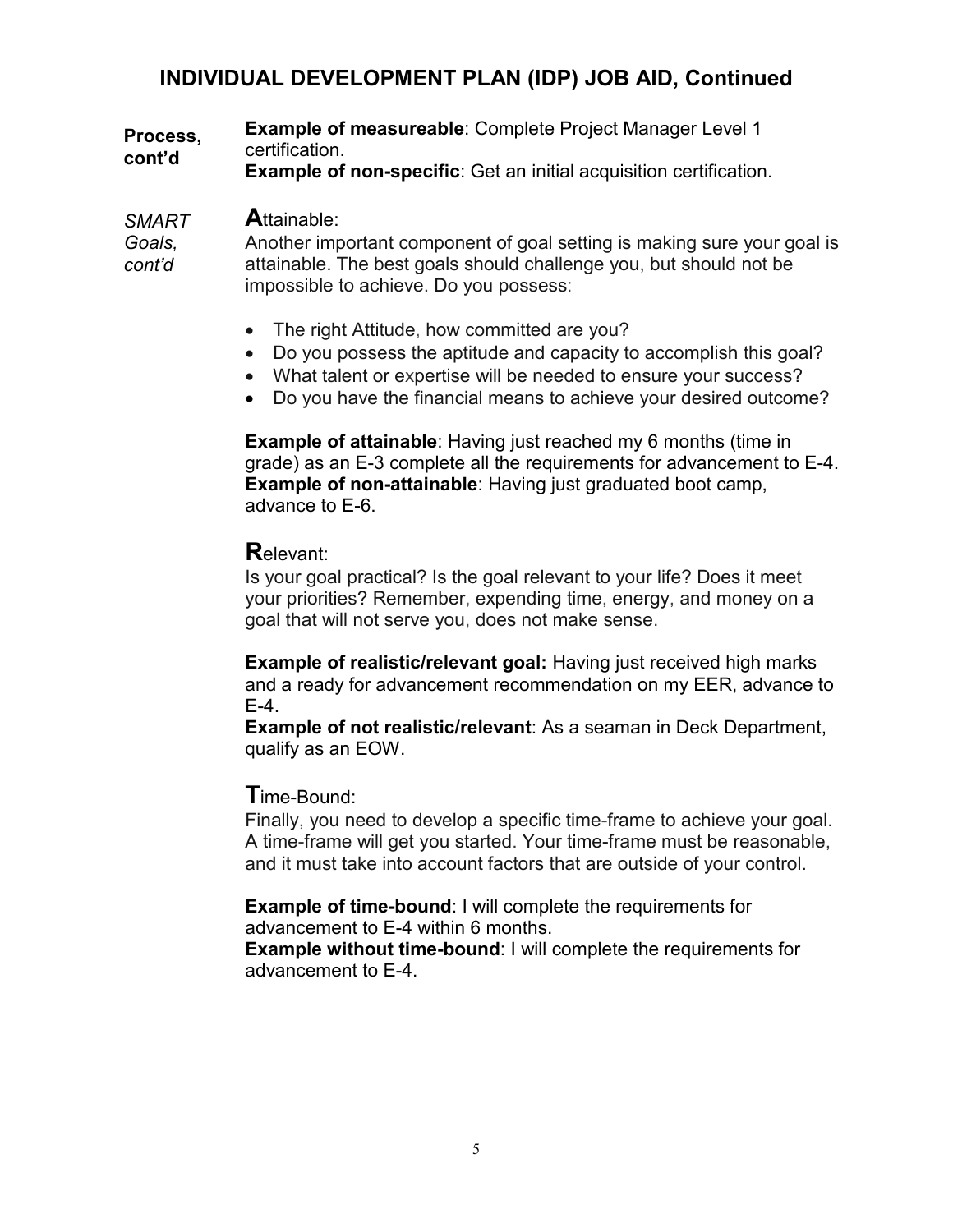## INDIVIDUAL DEVELOPMENT PLAN (IDP) JOB AID, Continued

**Process, cont'd**

**Example of measureable**: Complete Project Manager Level 1 certification.
**Example of non-specific**: Get an initial acquisition certification.

*SMART Goals, cont'd*

**A**ttainable:
Another important component of goal setting is making sure your goal is attainable. The best goals should challenge you, but should not be impossible to achieve. Do you possess:

- The right Attitude, how committed are you?
- Do you possess the aptitude and capacity to accomplish this goal?
- What talent or expertise will be needed to ensure your success?
- Do you have the financial means to achieve your desired outcome?

**Example of attainable**: Having just reached my 6 months (time in grade) as an E-3 complete all the requirements for advancement to E-4.
**Example of non-attainable**: Having just graduated boot camp, advance to E-6.

**R**elevant:
Is your goal practical? Is the goal relevant to your life? Does it meet your priorities? Remember, expending time, energy, and money on a goal that will not serve you, does not make sense.

**Example of realistic/relevant goal:** Having just received high marks and a ready for advancement recommendation on my EER, advance to E-4.
**Example of not realistic/relevant**: As a seaman in Deck Department, qualify as an EOW.

**T**ime-Bound:
Finally, you need to develop a specific time-frame to achieve your goal. A time-frame will get you started. Your time-frame must be reasonable, and it must take into account factors that are outside of your control.

**Example of time-bound**: I will complete the requirements for advancement to E-4 within 6 months.
**Example without time-bound**: I will complete the requirements for advancement to E-4.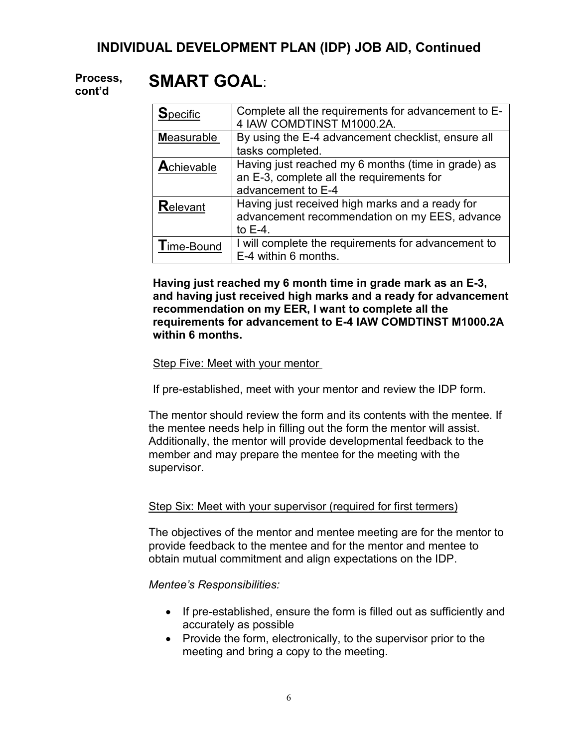## INDIVIDUAL DEVELOPMENT PLAN (IDP) JOB AID, Continued

**Process, cont'd**

# SMART GOAL:

| | |
|---|---|
| **S**pecific | Complete all the requirements for advancement to E-4 IAW COMDTINST M1000.2A. |
| **M**easurable | By using the E-4 advancement checklist, ensure all tasks completed. |
| **A**chievable | Having just reached my 6 months (time in grade) as an E-3, complete all the requirements for advancement to E-4 |
| **R**elevant | Having just received high marks and a ready for advancement recommendation on my EES, advance to E-4. |
| **T**ime-Bound | I will complete the requirements for advancement to E-4 within 6 months. |

**Having just reached my 6 month time in grade mark as an E-3, and having just received high marks and a ready for advancement recommendation on my EER, I want to complete all the requirements for advancement to E-4 IAW COMDTINST M1000.2A within 6 months.**

Step Five: Meet with your mentor

If pre-established, meet with your mentor and review the IDP form.

The mentor should review the form and its contents with the mentee. If the mentee needs help in filling out the form the mentor will assist. Additionally, the mentor will provide developmental feedback to the member and may prepare the mentee for the meeting with the supervisor.

Step Six: Meet with your supervisor (required for first termers)

The objectives of the mentor and mentee meeting are for the mentor to provide feedback to the mentee and for the mentor and mentee to obtain mutual commitment and align expectations on the IDP.

*Mentee's Responsibilities:*

- If pre-established, ensure the form is filled out as sufficiently and accurately as possible
- Provide the form, electronically, to the supervisor prior to the meeting and bring a copy to the meeting.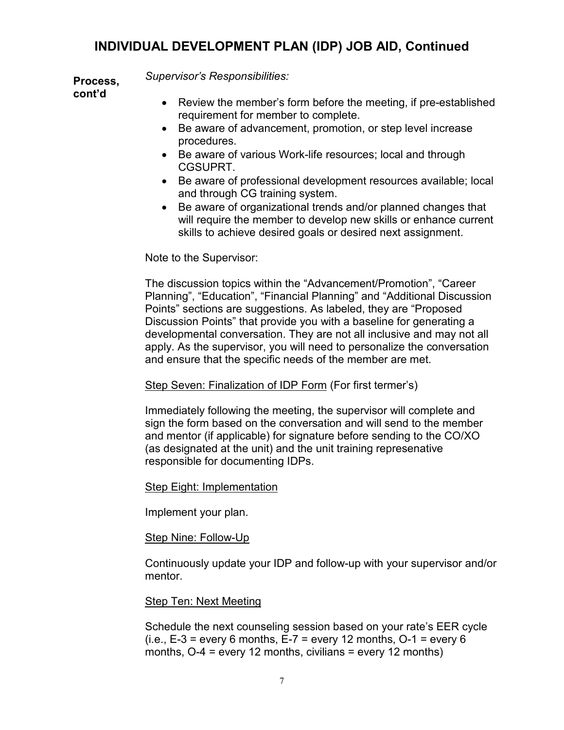# INDIVIDUAL DEVELOPMENT PLAN (IDP) JOB AID, Continued

**Process, cont'd**

*Supervisor's Responsibilities:*

- Review the member's form before the meeting, if pre-established requirement for member to complete.
- Be aware of advancement, promotion, or step level increase procedures.
- Be aware of various Work-life resources; local and through CGSUPRT.
- Be aware of professional development resources available; local and through CG training system.
- Be aware of organizational trends and/or planned changes that will require the member to develop new skills or enhance current skills to achieve desired goals or desired next assignment.

Note to the Supervisor:

The discussion topics within the "Advancement/Promotion", "Career Planning", "Education", "Financial Planning" and "Additional Discussion Points" sections are suggestions. As labeled, they are "Proposed Discussion Points" that provide you with a baseline for generating a developmental conversation. They are not all inclusive and may not all apply. As the supervisor, you will need to personalize the conversation and ensure that the specific needs of the member are met.

<u>Step Seven: Finalization of IDP Form</u> (For first termer's)

Immediately following the meeting, the supervisor will complete and sign the form based on the conversation and will send to the member and mentor (if applicable) for signature before sending to the CO/XO (as designated at the unit) and the unit training represenative responsible for documenting IDPs.

<u>Step Eight: Implementation</u>

Implement your plan.

<u>Step Nine: Follow-Up</u>

Continuously update your IDP and follow-up with your supervisor and/or mentor.

<u>Step Ten: Next Meeting</u>

Schedule the next counseling session based on your rate's EER cycle (i.e., E-3 = every 6 months, E-7 = every 12 months, O-1 = every 6 months, O-4 = every 12 months, civilians = every 12 months)